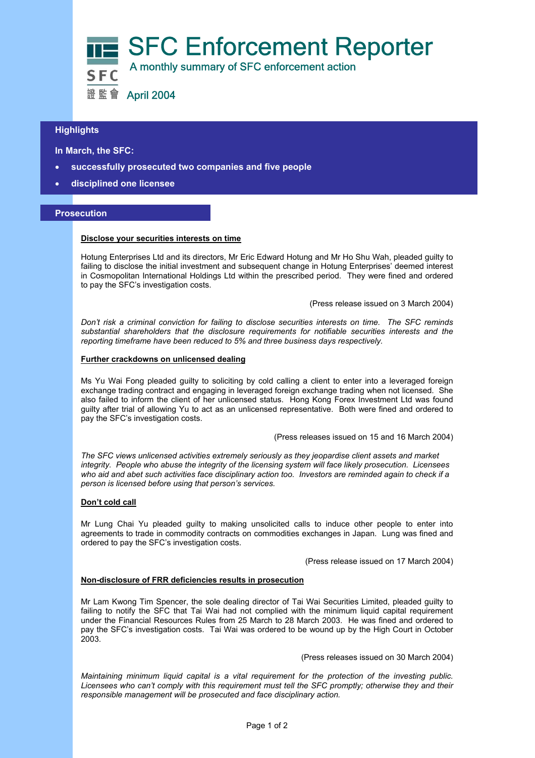# SFC Enforcement Reporter

A monthly summary of SFC enforcement action

SFC 證監會

April 2004

## Highlights

**In March, the SFC:**

- **successfully prosecuted two companies and five people**
- **disciplined one licensee**

## Prosecution

### Disclose your securities interests on time

Hotung Enterprises Ltd and its directors, Mr Eric Edward Hotung and Mr Ho Shu Wah, pleaded guilty to failing to disclose the initial investment and subsequent change in Hotung Enterprises' deemed interest in Cosmopolitan International Holdings Ltd within the prescribed period. They were fined and ordered to pay the SFC's investigation costs.

(Press release issued on 3 March 2004)

*Don't risk a criminal conviction for failing to disclose securities interests on time. The SFC reminds substantial shareholders that the disclosure requirements for notifiable securities interests and the reporting timeframe have been reduced to 5% and three business days respectively.*

### Further crackdowns on unlicensed dealing

Ms Yu Wai Fong pleaded guilty to soliciting by cold calling a client to enter into a leveraged foreign exchange trading contract and engaging in leveraged foreign exchange trading when not licensed. She also failed to inform the client of her unlicensed status. Hong Kong Forex Investment Ltd was found guilty after trial of allowing Yu to act as an unlicensed representative. Both were fined and ordered to pay the SFC's investigation costs.

(Press releases issued on 15 and 16 March 2004)

*The SFC views unlicensed activities extremely seriously as they jeopardise client assets and market integrity. People who abuse the integrity of the licensing system will face likely prosecution. Licensees who aid and abet such activities face disciplinary action too. Investors are reminded again to check if a person is licensed before using that person's services.*

### Don't cold call

Mr Lung Chai Yu pleaded guilty to making unsolicited calls to induce other people to enter into agreements to trade in commodity contracts on commodities exchanges in Japan. Lung was fined and ordered to pay the SFC's investigation costs.

(Press release issued on 17 March 2004)

### Non-disclosure of FRR deficiencies results in prosecution

Mr Lam Kwong Tim Spencer, the sole dealing director of Tai Wai Securities Limited, pleaded guilty to failing to notify the SFC that Tai Wai had not complied with the minimum liquid capital requirement under the Financial Resources Rules from 25 March to 28 March 2003. He was fined and ordered to pay the SFC's investigation costs. Tai Wai was ordered to be wound up by the High Court in October 2003.

(Press releases issued on 30 March 2004)

*Maintaining minimum liquid capital is a vital requirement for the protection of the investing public. Licensees who can't comply with this requirement must tell the SFC promptly; otherwise they and their responsible management will be prosecuted and face disciplinary action.*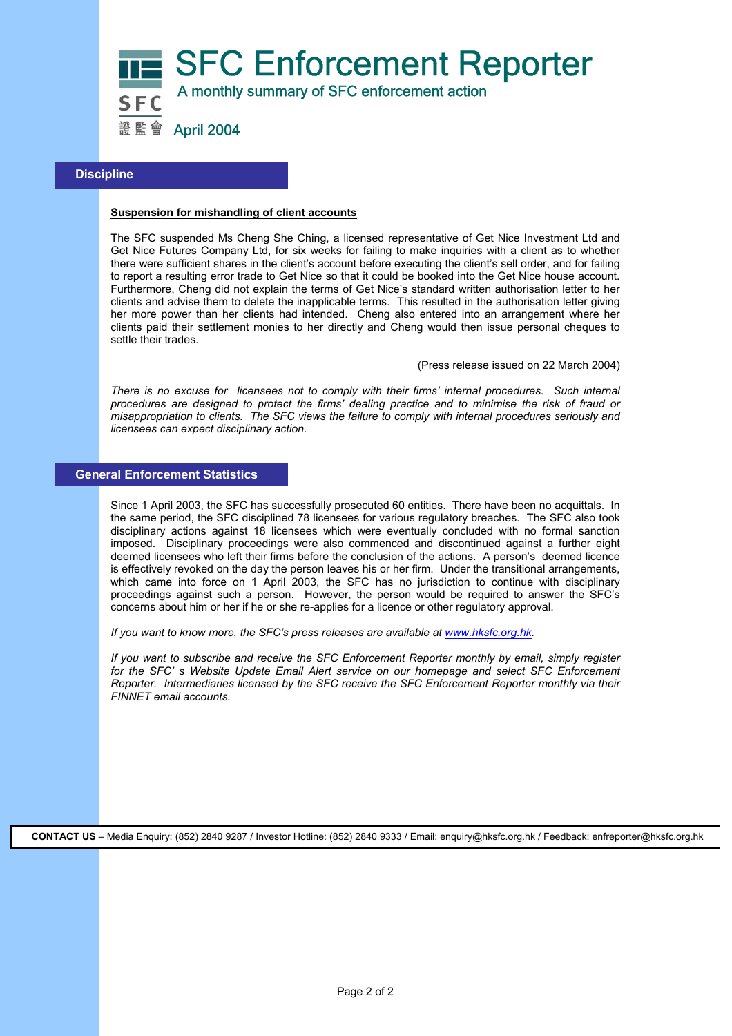# SFC Enforcement Reporter

A monthly summary of SFC enforcement action

April 2004

## Discipline

**Suspension for mishandling of client accounts**

The SFC suspended Ms Cheng She Ching, a licensed representative of Get Nice Investment Ltd and Get Nice Futures Company Ltd, for six weeks for failing to make inquiries with a client as to whether there were sufficient shares in the client's account before executing the client's sell order, and for failing to report a resulting error trade to Get Nice so that it could be booked into the Get Nice house account. Furthermore, Cheng did not explain the terms of Get Nice's standard written authorisation letter to her clients and advise them to delete the inapplicable terms. This resulted in the authorisation letter giving her more power than her clients had intended. Cheng also entered into an arrangement where her clients paid their settlement monies to her directly and Cheng would then issue personal cheques to settle their trades.

(Press release issued on 22 March 2004)

*There is no excuse for licensees not to comply with their firms' internal procedures. Such internal procedures are designed to protect the firms' dealing practice and to minimise the risk of fraud or misappropriation to clients. The SFC views the failure to comply with internal procedures seriously and licensees can expect disciplinary action.*

## General Enforcement Statistics

Since 1 April 2003, the SFC has successfully prosecuted 60 entities. There have been no acquittals. In the same period, the SFC disciplined 78 licensees for various regulatory breaches. The SFC also took disciplinary actions against 18 licensees which were eventually concluded with no formal sanction imposed. Disciplinary proceedings were also commenced and discontinued against a further eight deemed licensees who left their firms before the conclusion of the actions. A person's deemed licence is effectively revoked on the day the person leaves his or her firm. Under the transitional arrangements, which came into force on 1 April 2003, the SFC has no jurisdiction to continue with disciplinary proceedings against such a person. However, the person would be required to answer the SFC's concerns about him or her if he or she re-applies for a licence or other regulatory approval.

*If you want to know more, the SFC's press releases are available at www.hksfc.org.hk.*

*If you want to subscribe and receive the SFC Enforcement Reporter monthly by email, simply register for the SFC' s Website Update Email Alert service on our homepage and select SFC Enforcement Reporter. Intermediaries licensed by the SFC receive the SFC Enforcement Reporter monthly via their FINNET email accounts.*

**CONTACT US** – Media Enquiry: (852) 2840 9287 / Investor Hotline: (852) 2840 9333 / Email: enquiry@hksfc.org.hk / Feedback: enfreporter@hksfc.org.hk